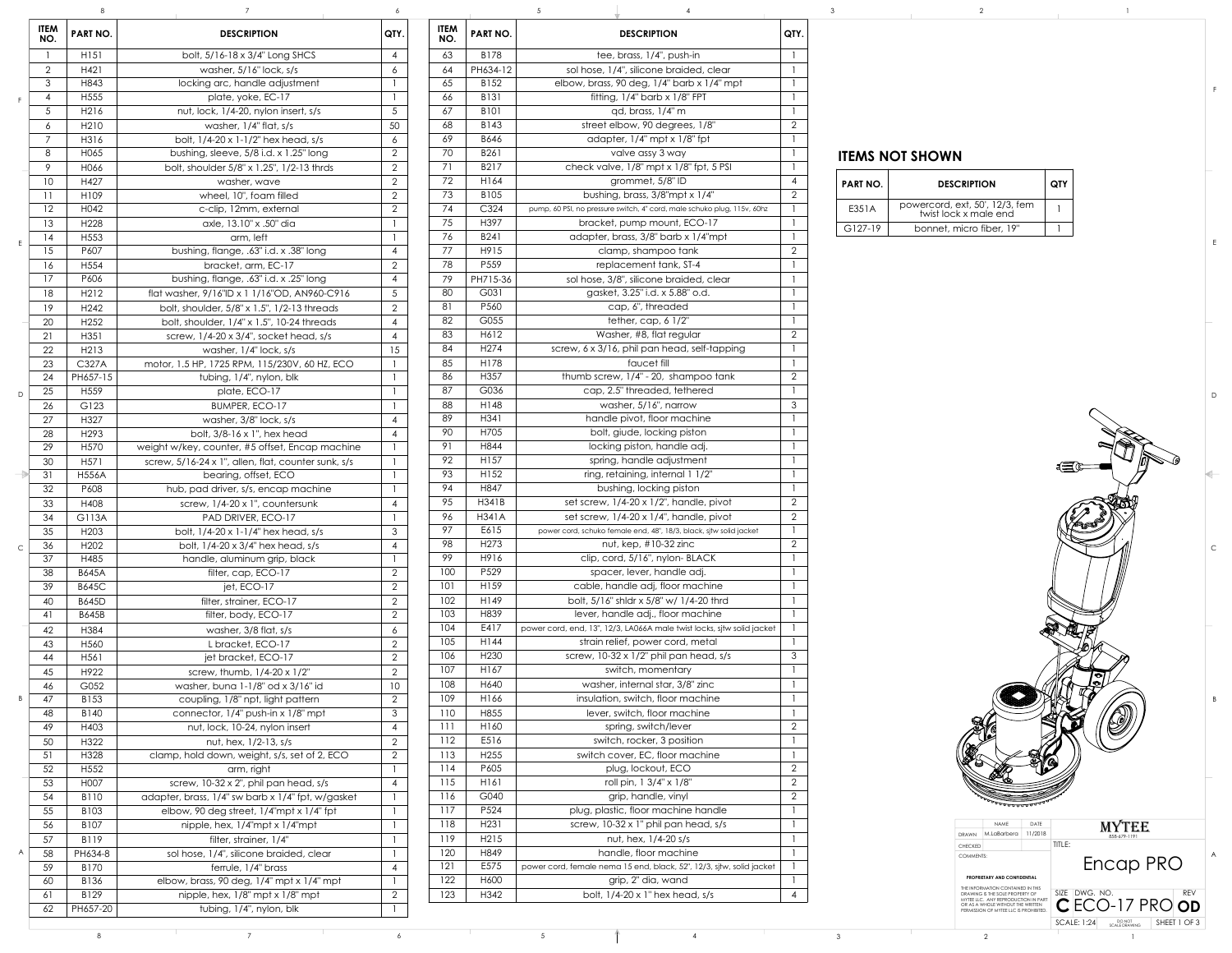| ITEM NO. | PART NO. | DESCRIPTION | QTY. |
|---|---|---|---|
| 1 | H151 | bolt, 5/16-18 x 3/4" Long SHCS | 4 |
| 2 | H421 | washer, 5/16" lock, s/s | 6 |
| 3 | H843 | locking arc, handle adjustment | 1 |
| 4 | H555 | plate, yoke, EC-17 | 1 |
| 5 | H216 | nut, lock, 1/4-20, nylon insert, s/s | 5 |
| 6 | H210 | washer, 1/4" flat, s/s | 50 |
| 7 | H316 | bolt, 1/4-20 x 1-1/2" hex head, s/s | 6 |
| 8 | H065 | bushing, sleeve, 5/8 i.d. x 1.25" long | 2 |
| 9 | H066 | bolt, shoulder 5/8" x 1.25", 1/2-13 thrds | 2 |
| 10 | H427 | washer, wave | 2 |
| 11 | H109 | wheel, 10", foam filled | 2 |
| 12 | H042 | c-clip, 12mm, external | 2 |
| 13 | H228 | axle, 13.10" x .50" dia | 1 |
| 14 | H553 | arm, left | 1 |
| 15 | P607 | bushing, flange, .63" i.d. x .38" long | 4 |
| 16 | H554 | bracket, arm, EC-17 | 2 |
| 17 | P606 | bushing, flange, .63" i.d. x .25" long | 4 |
| 18 | H212 | flat washer, 9/16"ID x 1 1/16"OD, AN960-C916 | 5 |
| 19 | H242 | bolt, shoulder, 5/8" x 1.5", 1/2-13 threads | 2 |
| 20 | H252 | bolt, shoulder, 1/4" x 1.5", 10-24 threads | 4 |
| 21 | H351 | screw, 1/4-20 x 3/4", socket head, s/s | 4 |
| 22 | H213 | washer, 1/4" lock, s/s | 15 |
| 23 | C327A | motor, 1.5 HP, 1725 RPM, 115/230V, 60 HZ, ECO | 1 |
| 24 | PH657-15 | tubing, 1/4", nylon, blk | 1 |
| 25 | H559 | plate, ECO-17 | 1 |
| 26 | G123 | BUMPER, ECO-17 | 1 |
| 27 | H327 | washer, 3/8" lock, s/s | 4 |
| 28 | H293 | bolt, 3/8-16 x 1", hex head | 4 |
| 29 | H570 | weight w/key, counter, #5 offset, Encap machine | 1 |
| 30 | H571 | screw, 5/16-24 x 1", allen, flat, counter sunk, s/s | 1 |
| 31 | H556A | bearing, offset, ECO | 1 |
| 32 | P608 | hub, pad driver, s/s, encap machine | 1 |
| 33 | H408 | screw, 1/4-20 x 1", countersunk | 4 |
| 34 | G113A | PAD DRIVER, ECO-17 | 1 |
| 35 | H203 | bolt, 1/4-20 x 1-1/4" hex head, s/s | 3 |
| 36 | H202 | bolt, 1/4-20 x 3/4" hex head, s/s | 4 |
| 37 | H485 | handle, aluminum grip, black | 1 |
| 38 | B645A | filter, cap, ECO-17 | 2 |
| 39 | B645C | jet, ECO-17 | 2 |
| 40 | B645D | filter, strainer, ECO-17 | 2 |
| 41 | B645B | filter, body, ECO-17 | 2 |
| 42 | H384 | washer, 3/8 flat, s/s | 6 |
| 43 | H560 | L bracket, ECO-17 | 2 |
| 44 | H561 | jet bracket, ECO-17 | 2 |
| 45 | H922 | screw, thumb, 1/4-20 x 1/2" | 2 |
| 46 | G052 | washer, buna 1-1/8" od x 3/16" id | 10 |
| 47 | B153 | coupling, 1/8" npt, light pattern | 2 |
| 48 | B140 | connector, 1/4" push-in x 1/8" mpt | 3 |
| 49 | H403 | nut, lock, 10-24, nylon insert | 4 |
| 50 | H322 | nut, hex, 1/2-13, s/s | 2 |
| 51 | H328 | clamp, hold down, weight, s/s, set of 2, ECO | 2 |
| 52 | H552 | arm, right | 1 |
| 53 | H007 | screw, 10-32 x 2", phil pan head, s/s | 4 |
| 54 | B110 | adapter, brass, 1/4" sw barb x 1/4" fpt, w/gasket | 1 |
| 55 | B103 | elbow, 90 deg street, 1/4"mpt x 1/4" fpt | 1 |
| 56 | B107 | nipple, hex, 1/4"mpt x 1/4"mpt | 1 |
| 57 | B119 | filter, strainer, 1/4" | 1 |
| 58 | PH634-8 | sol hose, 1/4", silicone braided, clear | 1 |
| 59 | B170 | ferrule, 1/4" brass | 4 |
| 60 | B136 | elbow, brass, 90 deg, 1/4" mpt x 1/4" mpt | 1 |
| 61 | B129 | nipple, hex, 1/8" mpt x 1/8" mpt | 2 |
| 62 | PH657-20 | tubing, 1/4", nylon, blk | 1 |
| 63 | B178 | tee, brass, 1/4", push-in | 1 |
| 64 | PH634-12 | sol hose, 1/4", silicone braided, clear | 1 |
| 65 | B152 | elbow, brass, 90 deg, 1/4" barb x 1/4" mpt | 1 |
| 66 | B131 | fitting, 1/4" barb x 1/8" FPT | 1 |
| 67 | B101 | qd, brass, 1/4" m | 1 |
| 68 | B143 | street elbow, 90 degrees, 1/8" | 2 |
| 69 | B646 | adapter, 1/4" mpt x 1/8" fpt | 1 |
| 70 | B261 | valve assy 3 way | 1 |
| 71 | B217 | check valve, 1/8" mpt x 1/8" fpt, 5 PSI | 1 |
| 72 | H164 | grommet, 5/8" ID | 4 |
| 73 | B105 | bushing, brass, 3/8"mpt x 1/4" | 2 |
| 74 | C324 | pump, 60 PSI, no pressure switch, 4" cord, male schuko plug, 115v, 60hz | 1 |
| 75 | H397 | bracket, pump mount, ECO-17 | 1 |
| 76 | B241 | adapter, brass, 3/8" barb x 1/4"mpt | 1 |
| 77 | H915 | clamp, shampoo tank | 2 |
| 78 | P559 | replacement tank, ST-4 | 1 |
| 79 | PH715-36 | sol hose, 3/8", silicone braided, clear | 1 |
| 80 | G031 | gasket, 3.25" i.d. x 5.88" o.d. | 1 |
| 81 | P560 | cap, 6", threaded | 1 |
| 82 | G055 | tether, cap, 6 1/2" | 1 |
| 83 | H612 | Washer, #8, flat regular | 2 |
| 84 | H274 | screw, 6 x 3/16, phil pan head, self-tapping | 1 |
| 85 | H178 | faucet fill | 1 |
| 86 | H357 | thumb screw, 1/4" - 20, shampoo tank | 2 |
| 87 | G036 | cap, 2.5" threaded, tethered | 1 |
| 88 | H148 | washer, 5/16", narrow | 3 |
| 89 | H341 | handle pivot, floor machine | 1 |
| 90 | H705 | bolt, giude, locking piston | 1 |
| 91 | H844 | locking piston, handle adj. | 1 |
| 92 | H157 | spring, handle adjustment | 1 |
| 93 | H152 | ring, retaining, internal 1 1/2" | 1 |
| 94 | H847 | bushing, locking piston | 1 |
| 95 | H341B | set screw, 1/4-20 x 1/2", handle, pivot | 2 |
| 96 | H341A | set screw, 1/4-20 x 1/4", handle, pivot | 2 |
| 97 | E615 | power cord, schuko female end, 48", 18/3, black, sjtw solid jacket | 1 |
| 98 | H273 | nut, kep, #10-32 zinc | 2 |
| 99 | H916 | clip, cord, 5/16", nylon- BLACK | 1 |
| 100 | P529 | spacer, lever, handle adj. | 1 |
| 101 | H159 | cable, handle adj, floor machine | 1 |
| 102 | H149 | bolt, 5/16" shldr x 5/8" w/ 1/4-20 thrd | 1 |
| 103 | H839 | lever, handle adj., floor machine | 1 |
| 104 | E417 | power cord, end, 13", 12/3, LA066A male twist locks, sjtw solid jacket | 1 |
| 105 | H144 | strain relief, power cord, metal | 1 |
| 106 | H230 | screw, 10-32 x 1/2" phil pan head, s/s | 3 |
| 107 | H167 | switch, momentary | 1 |
| 108 | H640 | washer, internal star, 3/8" zinc | 1 |
| 109 | H166 | insulation, switch, floor machine | 1 |
| 110 | H855 | lever, switch, floor machine | 1 |
| 111 | H160 | spring, switch/lever | 2 |
| 112 | E516 | switch, rocker, 3 position | 1 |
| 113 | H255 | switch cover, EC, floor machine | 1 |
| 114 | P605 | plug, lockout, ECO | 2 |
| 115 | H161 | roll pin, 1 3/4" x 1/8" | 2 |
| 116 | G040 | grip, handle, vinyl | 2 |
| 117 | P524 | plug, plastic, floor machine handle | 1 |
| 118 | H231 | screw, 10-32 x 1" phil pan head, s/s | 1 |
| 119 | H215 | nut, hex, 1/4-20 s/s | 1 |
| 120 | H849 | handle, floor machine | 1 |
| 121 | E575 | power cord, female nema 15 end, black, 52", 12/3, sjtw, solid jacket | 1 |
| 122 | H600 | grip, 2" dia, wand | 1 |
| 123 | H342 | bolt, 1/4-20 x 1" hex head, s/s | 4 |

## ITEMS NOT SHOWN

| PART NO. | DESCRIPTION | QTY |
|---|---|---|
| E351A | powercord, ext, 50', 12/3, fem twist lock x male end | 1 |
| G127-19 | bonnet, micro fiber, 19" | 1 |

| | NAME | DATE |
|---|---|---|
| DRAWN | M.LaBarbera | 11/2018 |
| CHECKED | | |
| COMMENTS: | | |

**PROPRIETARY AND CONFIDENTIAL**

THE INFORMATION CONTAINED IN THIS DRAWING IS THE SOLE PROPERTY OF MYTEE LLC. ANY REPRODUCTION IN PART OR AS A WHOLE WITHOUT THE WRITTEN PERMISSION OF MYTEE LLC IS PROHIBITED.

**MYTEE** 858-679-1191

TITLE: **Encap PRO**

SIZE: C | DWG. NO.: ECO-17 PRO | REV: OD

SCALE: 1:24 | DO NOT SCALE DRAWING | SHEET 1 OF 3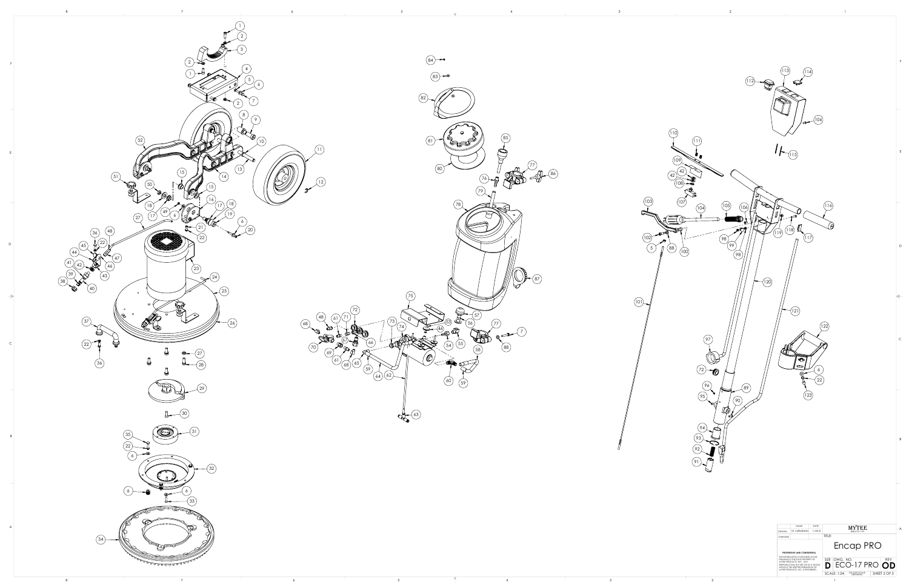| | NAME | DATE |
|---|---|---|
| DRAWN | M. LUBRANDANO | 11/20/18 |
| CHECKED | | |

**MYTEE**

TITLE:

Encap PRO

**PROPRIETARY AND CONFIDENTIAL**

THE INFORMATION CONTAINED IN THIS DRAWING IS THE SOLE PROPERTY OF MYTEE PRODUCTS, INC. ANY REPRODUCTION IN PART OR AS A WHOLE WITHOUT THE WRITTEN PERMISSION OF MYTEE PRODUCTS, INC. IS PROHIBITED.

| SIZE | DWG. NO. | REV |
|---|---|---|
| D | ECO-17 PRO | OD |

SCALE: 1:24 DO NOT SCALE DRAWING SHEET 2 OF 3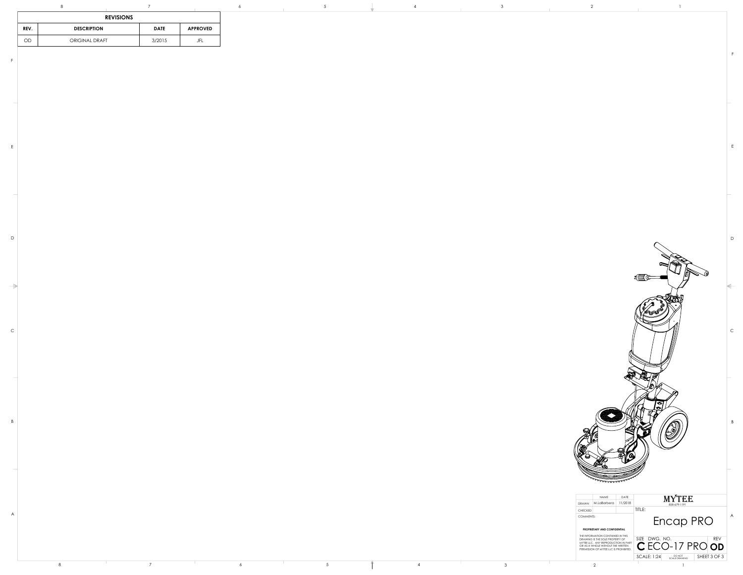| REVISIONS | | | |
|---|---|---|---|
| REV. | DESCRIPTION | DATE | APPROVED |
| OD | ORIGINAL DRAFT | 3/2015 | JFL |

| | NAME | DATE |
|---|---|---|
| DRAWN | M.LaBarbera | 11/2018 |
| CHECKED | | |

COMMENTS:

**PROPRIETARY AND CONFIDENTIAL**

THE INFORMATION CONTAINED IN THIS DRAWING IS THE SOLE PROPERTY OF MYTEE LLC. ANY REPRODUCTION IN PART OR AS A WHOLE WITHOUT THE WRITTEN PERMISSION OF MYTEE LLC IS PROHIBITED.

**MYTEE**
858-679-1191

TITLE:

# Encap PRO

| SIZE | DWG. NO. | REV |
|---|---|---|
| C | ECO-17 PRO | OD |

SCALE: 1:24 | DO NOT SCALE DRAWING | SHEET 3 OF 3